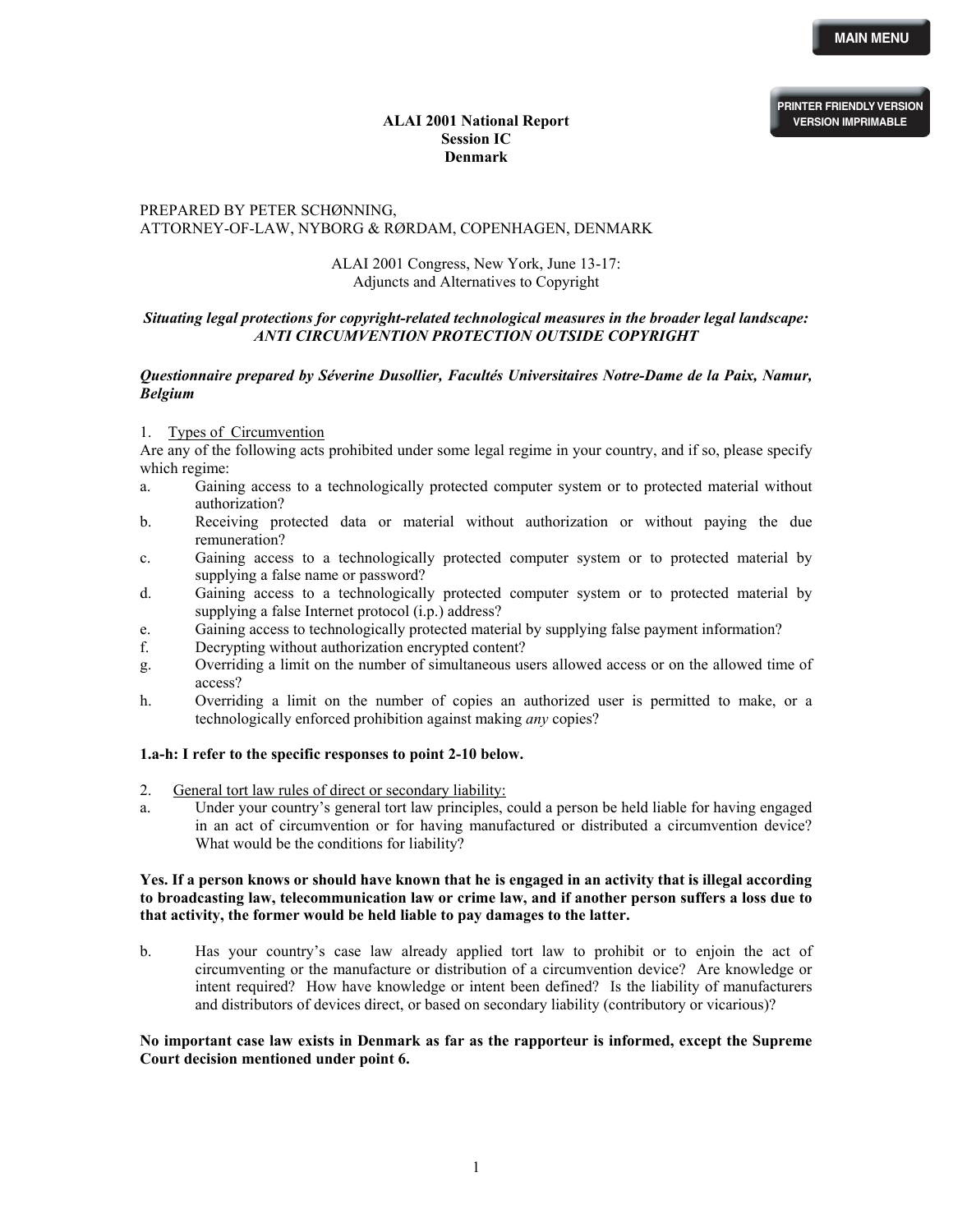**ALAI 2001 National Report**
**Session IC**
**Denmark**

PREPARED BY PETER SCHØNNING,
ATTORNEY-OF-LAW, NYBORG & RØRDAM, COPENHAGEN, DENMARK

ALAI 2001 Congress, New York, June 13-17:
Adjuncts and Alternatives to Copyright

***Situating legal protections for copyright-related technological measures in the broader legal landscape: ANTI CIRCUMVENTION PROTECTION OUTSIDE COPYRIGHT***

***Questionnaire prepared by Séverine Dusollier, Facultés Universitaires Notre-Dame de la Paix, Namur, Belgium***

1. Types of Circumvention

Are any of the following acts prohibited under some legal regime in your country, and if so, please specify which regime:

a. Gaining access to a technologically protected computer system or to protected material without authorization?
b. Receiving protected data or material without authorization or without paying the due remuneration?
c. Gaining access to a technologically protected computer system or to protected material by supplying a false name or password?
d. Gaining access to a technologically protected computer system or to protected material by supplying a false Internet protocol (i.p.) address?
e. Gaining access to technologically protected material by supplying false payment information?
f. Decrypting without authorization encrypted content?
g. Overriding a limit on the number of simultaneous users allowed access or on the allowed time of access?
h. Overriding a limit on the number of copies an authorized user is permitted to make, or a technologically enforced prohibition against making *any* copies?

**1.a-h: I refer to the specific responses to point 2-10 below.**

2. General tort law rules of direct or secondary liability:

a. Under your country's general tort law principles, could a person be held liable for having engaged in an act of circumvention or for having manufactured or distributed a circumvention device? What would be the conditions for liability?

**Yes. If a person knows or should have known that he is engaged in an activity that is illegal according to broadcasting law, telecommunication law or crime law, and if another person suffers a loss due to that activity, the former would be held liable to pay damages to the latter.**

b. Has your country's case law already applied tort law to prohibit or to enjoin the act of circumventing or the manufacture or distribution of a circumvention device? Are knowledge or intent required? How have knowledge or intent been defined? Is the liability of manufacturers and distributors of devices direct, or based on secondary liability (contributory or vicarious)?

**No important case law exists in Denmark as far as the rapporteur is informed, except the Supreme Court decision mentioned under point 6.**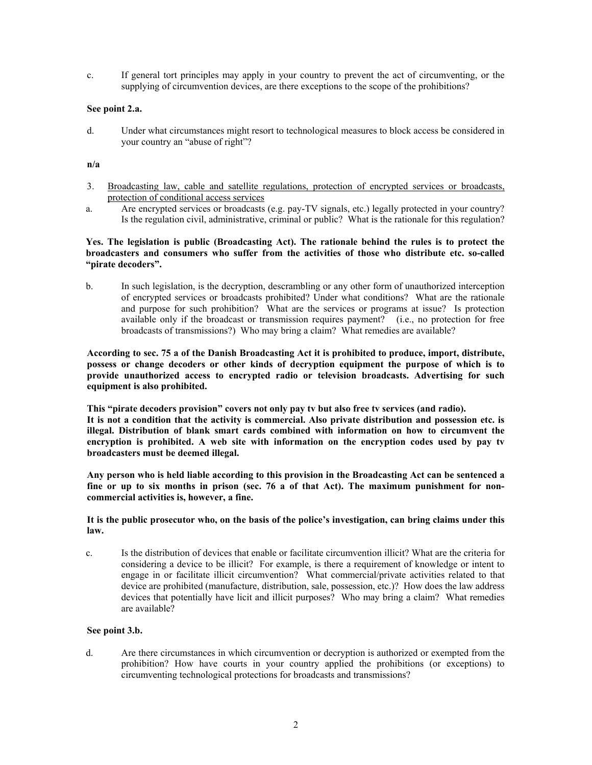c. If general tort principles may apply in your country to prevent the act of circumventing, or the supplying of circumvention devices, are there exceptions to the scope of the prohibitions?

**See point 2.a.**

d. Under what circumstances might resort to technological measures to block access be considered in your country an "abuse of right"?

**n/a**

3. <u>Broadcasting law, cable and satellite regulations, protection of encrypted services or broadcasts, protection of conditional access services</u>

a. Are encrypted services or broadcasts (e.g. pay-TV signals, etc.) legally protected in your country? Is the regulation civil, administrative, criminal or public? What is the rationale for this regulation?

**Yes. The legislation is public (Broadcasting Act). The rationale behind the rules is to protect the broadcasters and consumers who suffer from the activities of those who distribute etc. so-called "pirate decoders".**

b. In such legislation, is the decryption, descrambling or any other form of unauthorized interception of encrypted services or broadcasts prohibited? Under what conditions? What are the rationale and purpose for such prohibition? What are the services or programs at issue? Is protection available only if the broadcast or transmission requires payment? (i.e., no protection for free broadcasts of transmissions?) Who may bring a claim? What remedies are available?

**According to sec. 75 a of the Danish Broadcasting Act it is prohibited to produce, import, distribute, possess or change decoders or other kinds of decryption equipment the purpose of which is to provide unauthorized access to encrypted radio or television broadcasts. Advertising for such equipment is also prohibited.**

**This "pirate decoders provision" covers not only pay tv but also free tv services (and radio). It is not a condition that the activity is commercial. Also private distribution and possession etc. is illegal. Distribution of blank smart cards combined with information on how to circumvent the encryption is prohibited. A web site with information on the encryption codes used by pay tv broadcasters must be deemed illegal.**

**Any person who is held liable according to this provision in the Broadcasting Act can be sentenced a fine or up to six months in prison (sec. 76 a of that Act). The maximum punishment for non-commercial activities is, however, a fine.**

**It is the public prosecutor who, on the basis of the police's investigation, can bring claims under this law.**

c. Is the distribution of devices that enable or facilitate circumvention illicit? What are the criteria for considering a device to be illicit? For example, is there a requirement of knowledge or intent to engage in or facilitate illicit circumvention? What commercial/private activities related to that device are prohibited (manufacture, distribution, sale, possession, etc.)? How does the law address devices that potentially have licit and illicit purposes? Who may bring a claim? What remedies are available?

**See point 3.b.**

d. Are there circumstances in which circumvention or decryption is authorized or exempted from the prohibition? How have courts in your country applied the prohibitions (or exceptions) to circumventing technological protections for broadcasts and transmissions?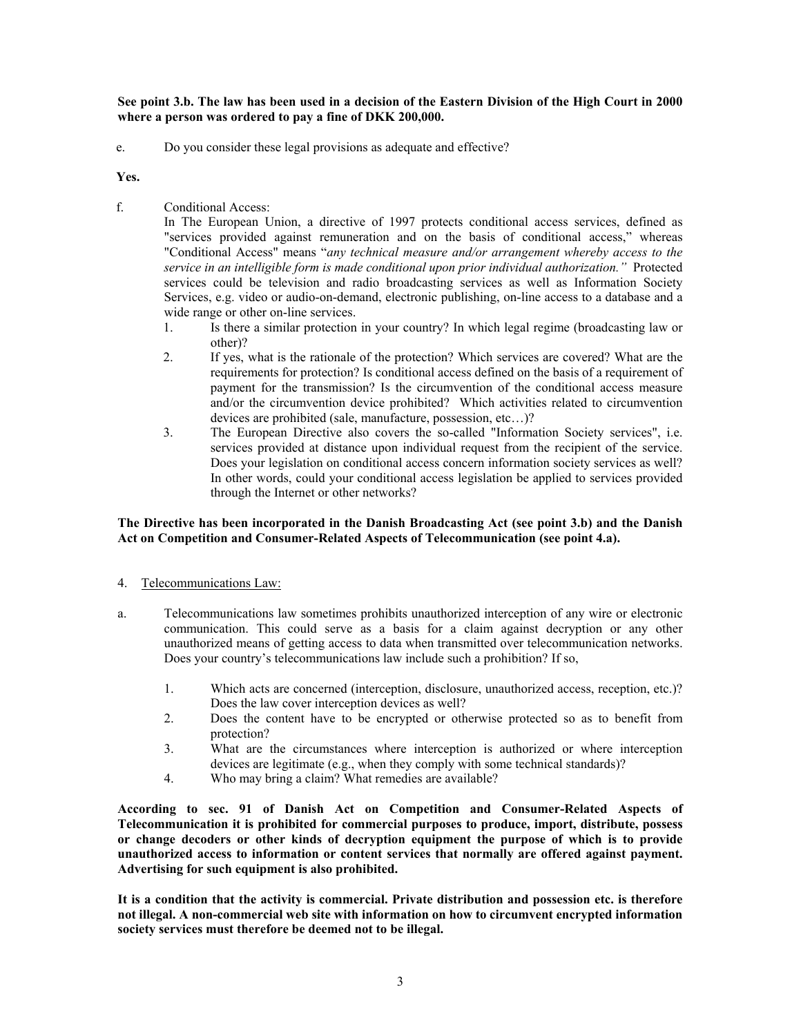**See point 3.b. The law has been used in a decision of the Eastern Division of the High Court in 2000 where a person was ordered to pay a fine of DKK 200,000.**

e. Do you consider these legal provisions as adequate and effective?

**Yes.**

f. Conditional Access:
   In The European Union, a directive of 1997 protects conditional access services, defined as "services provided against remuneration and on the basis of conditional access," whereas "Conditional Access" means "*any technical measure and/or arrangement whereby access to the service in an intelligible form is made conditional upon prior individual authorization.*" Protected services could be television and radio broadcasting services as well as Information Society Services, e.g. video or audio-on-demand, electronic publishing, on-line access to a database and a wide range or other on-line services.

   1. Is there a similar protection in your country? In which legal regime (broadcasting law or other)?
   2. If yes, what is the rationale of the protection? Which services are covered? What are the requirements for protection? Is conditional access defined on the basis of a requirement of payment for the transmission? Is the circumvention of the conditional access measure and/or the circumvention device prohibited? Which activities related to circumvention devices are prohibited (sale, manufacture, possession, etc…)?
   3. The European Directive also covers the so-called "Information Society services", i.e. services provided at distance upon individual request from the recipient of the service. Does your legislation on conditional access concern information society services as well? In other words, could your conditional access legislation be applied to services provided through the Internet or other networks?

**The Directive has been incorporated in the Danish Broadcasting Act (see point 3.b) and the Danish Act on Competition and Consumer-Related Aspects of Telecommunication (see point 4.a).**

4. Telecommunications Law:

a. Telecommunications law sometimes prohibits unauthorized interception of any wire or electronic communication. This could serve as a basis for a claim against decryption or any other unauthorized means of getting access to data when transmitted over telecommunication networks. Does your country's telecommunications law include such a prohibition? If so,

   1. Which acts are concerned (interception, disclosure, unauthorized access, reception, etc.)? Does the law cover interception devices as well?
   2. Does the content have to be encrypted or otherwise protected so as to benefit from protection?
   3. What are the circumstances where interception is authorized or where interception devices are legitimate (e.g., when they comply with some technical standards)?
   4. Who may bring a claim? What remedies are available?

**According to sec. 91 of Danish Act on Competition and Consumer-Related Aspects of Telecommunication it is prohibited for commercial purposes to produce, import, distribute, possess or change decoders or other kinds of decryption equipment the purpose of which is to provide unauthorized access to information or content services that normally are offered against payment. Advertising for such equipment is also prohibited.**

**It is a condition that the activity is commercial. Private distribution and possession etc. is therefore not illegal. A non-commercial web site with information on how to circumvent encrypted information society services must therefore be deemed not to be illegal.**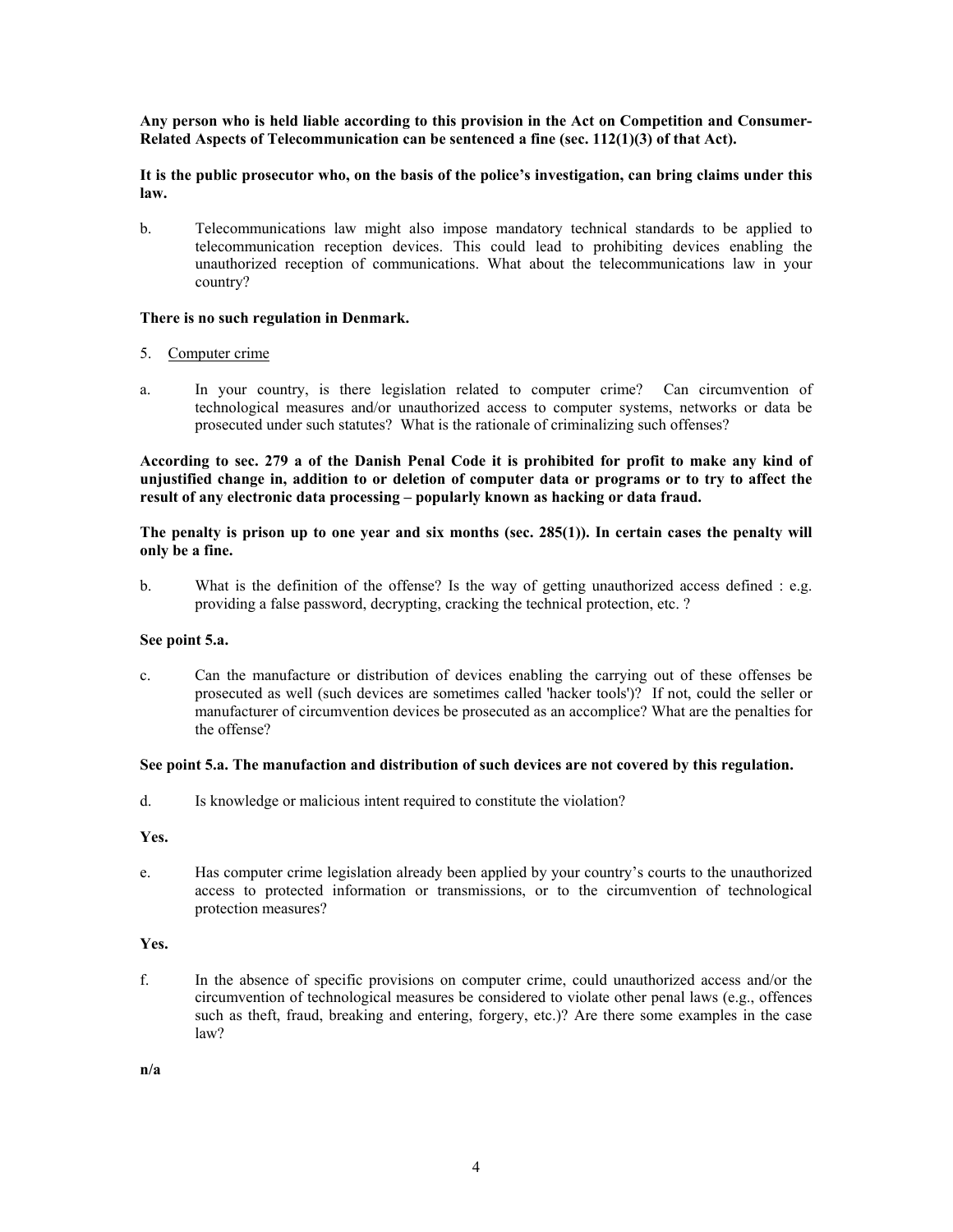**Any person who is held liable according to this provision in the Act on Competition and Consumer-Related Aspects of Telecommunication can be sentenced a fine (sec. 112(1)(3) of that Act).**

**It is the public prosecutor who, on the basis of the police's investigation, can bring claims under this law.**

b. Telecommunications law might also impose mandatory technical standards to be applied to telecommunication reception devices. This could lead to prohibiting devices enabling the unauthorized reception of communications. What about the telecommunications law in your country?

**There is no such regulation in Denmark.**

5. Computer crime

a. In your country, is there legislation related to computer crime? Can circumvention of technological measures and/or unauthorized access to computer systems, networks or data be prosecuted under such statutes? What is the rationale of criminalizing such offenses?

**According to sec. 279 a of the Danish Penal Code it is prohibited for profit to make any kind of unjustified change in, addition to or deletion of computer data or programs or to try to affect the result of any electronic data processing – popularly known as hacking or data fraud.**

**The penalty is prison up to one year and six months (sec. 285(1)). In certain cases the penalty will only be a fine.**

b. What is the definition of the offense? Is the way of getting unauthorized access defined : e.g. providing a false password, decrypting, cracking the technical protection, etc. ?

**See point 5.a.**

c. Can the manufacture or distribution of devices enabling the carrying out of these offenses be prosecuted as well (such devices are sometimes called 'hacker tools')? If not, could the seller or manufacturer of circumvention devices be prosecuted as an accomplice? What are the penalties for the offense?

**See point 5.a. The manufaction and distribution of such devices are not covered by this regulation.**

d. Is knowledge or malicious intent required to constitute the violation?

**Yes.**

e. Has computer crime legislation already been applied by your country's courts to the unauthorized access to protected information or transmissions, or to the circumvention of technological protection measures?

**Yes.**

f. In the absence of specific provisions on computer crime, could unauthorized access and/or the circumvention of technological measures be considered to violate other penal laws (e.g., offences such as theft, fraud, breaking and entering, forgery, etc.)? Are there some examples in the case law?

**n/a**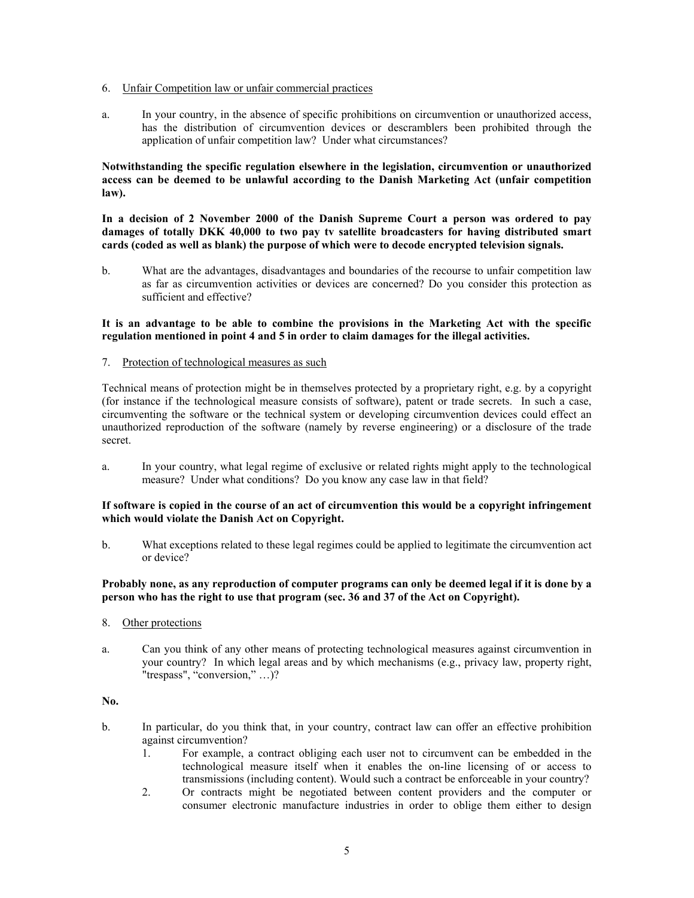6. Underline: Unfair Competition law or unfair commercial practices

a. In your country, in the absence of specific prohibitions on circumvention or unauthorized access, has the distribution of circumvention devices or descramblers been prohibited through the application of unfair competition law? Under what circumstances?

**Notwithstanding the specific regulation elsewhere in the legislation, circumvention or unauthorized access can be deemed to be unlawful according to the Danish Marketing Act (unfair competition law).**

**In a decision of 2 November 2000 of the Danish Supreme Court a person was ordered to pay damages of totally DKK 40,000 to two pay tv satellite broadcasters for having distributed smart cards (coded as well as blank) the purpose of which were to decode encrypted television signals.**

b. What are the advantages, disadvantages and boundaries of the recourse to unfair competition law as far as circumvention activities or devices are concerned? Do you consider this protection as sufficient and effective?

**It is an advantage to be able to combine the provisions in the Marketing Act with the specific regulation mentioned in point 4 and 5 in order to claim damages for the illegal activities.**

7. Protection of technological measures as such

Technical means of protection might be in themselves protected by a proprietary right, e.g. by a copyright (for instance if the technological measure consists of software), patent or trade secrets. In such a case, circumventing the software or the technical system or developing circumvention devices could effect an unauthorized reproduction of the software (namely by reverse engineering) or a disclosure of the trade secret.

a. In your country, what legal regime of exclusive or related rights might apply to the technological measure? Under what conditions? Do you know any case law in that field?

**If software is copied in the course of an act of circumvention this would be a copyright infringement which would violate the Danish Act on Copyright.**

b. What exceptions related to these legal regimes could be applied to legitimate the circumvention act or device?

**Probably none, as any reproduction of computer programs can only be deemed legal if it is done by a person who has the right to use that program (sec. 36 and 37 of the Act on Copyright).**

8. Other protections

a. Can you think of any other means of protecting technological measures against circumvention in your country? In which legal areas and by which mechanisms (e.g., privacy law, property right, "trespass", "conversion," …)?

**No.**

b. In particular, do you think that, in your country, contract law can offer an effective prohibition against circumvention?
   1. For example, a contract obliging each user not to circumvent can be embedded in the technological measure itself when it enables the on-line licensing of or access to transmissions (including content). Would such a contract be enforceable in your country?
   2. Or contracts might be negotiated between content providers and the computer or consumer electronic manufacture industries in order to oblige them either to design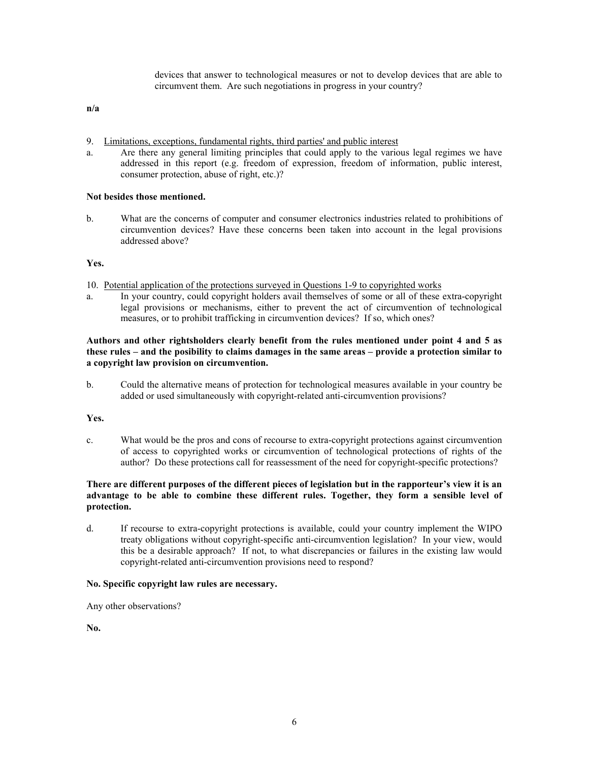devices that answer to technological measures or not to develop devices that are able to circumvent them. Are such negotiations in progress in your country?

**n/a**

9. Limitations, exceptions, fundamental rights, third parties' and public interest

a. Are there any general limiting principles that could apply to the various legal regimes we have addressed in this report (e.g. freedom of expression, freedom of information, public interest, consumer protection, abuse of right, etc.)?

**Not besides those mentioned.**

b. What are the concerns of computer and consumer electronics industries related to prohibitions of circumvention devices? Have these concerns been taken into account in the legal provisions addressed above?

**Yes.**

10. Potential application of the protections surveyed in Questions 1-9 to copyrighted works

a. In your country, could copyright holders avail themselves of some or all of these extra-copyright legal provisions or mechanisms, either to prevent the act of circumvention of technological measures, or to prohibit trafficking in circumvention devices? If so, which ones?

**Authors and other rightsholders clearly benefit from the rules mentioned under point 4 and 5 as these rules – and the posibility to claims damages in the same areas – provide a protection similar to a copyright law provision on circumvention.**

b. Could the alternative means of protection for technological measures available in your country be added or used simultaneously with copyright-related anti-circumvention provisions?

**Yes.**

c. What would be the pros and cons of recourse to extra-copyright protections against circumvention of access to copyrighted works or circumvention of technological protections of rights of the author? Do these protections call for reassessment of the need for copyright-specific protections?

**There are different purposes of the different pieces of legislation but in the rapporteur's view it is an advantage to be able to combine these different rules. Together, they form a sensible level of protection.**

d. If recourse to extra-copyright protections is available, could your country implement the WIPO treaty obligations without copyright-specific anti-circumvention legislation? In your view, would this be a desirable approach? If not, to what discrepancies or failures in the existing law would copyright-related anti-circumvention provisions need to respond?

**No. Specific copyright law rules are necessary.**

Any other observations?

**No.**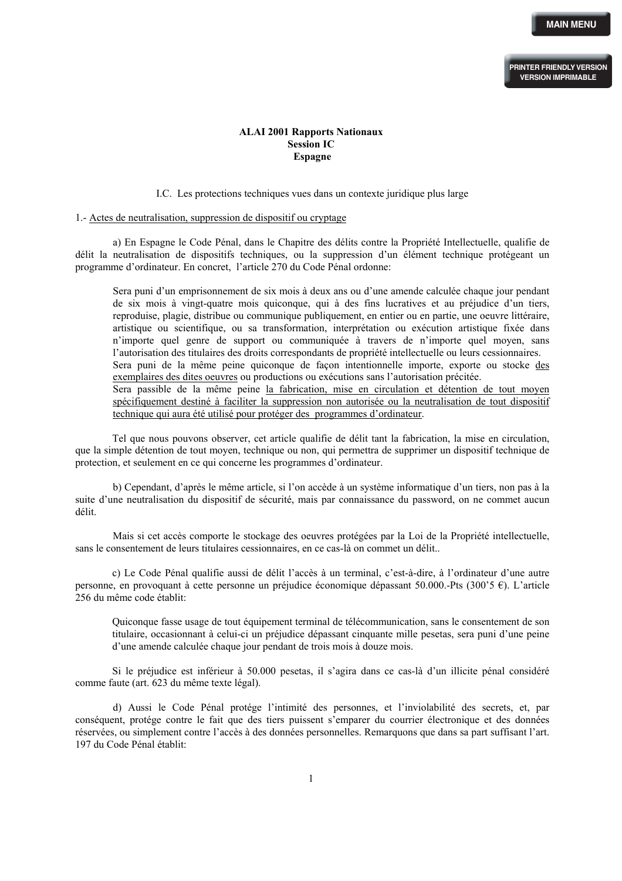**ALAI 2001 Rapports Nationaux**
**Session IC**
**Espagne**

I.C. Les protections techniques vues dans un contexte juridique plus large

1.- Actes de neutralisation, suppression de dispositif ou cryptage

a) En Espagne le Code Pénal, dans le Chapitre des délits contre la Propriété Intellectuelle, qualifie de délit la neutralisation de dispositifs techniques, ou la suppression d'un élément technique protégeant un programme d'ordinateur. En concret, l'article 270 du Code Pénal ordonne:

> Sera puni d'un emprisonnement de six mois à deux ans ou d'une amende calculée chaque jour pendant de six mois à vingt-quatre mois quiconque, qui à des fins lucratives et au préjudice d'un tiers, reproduise, plagie, distribue ou communique publiquement, en entier ou en partie, une oeuvre littéraire, artistique ou scientifique, ou sa transformation, interprétation ou exécution artistique fixée dans n'importe quel genre de support ou communiquée à travers de n'importe quel moyen, sans l'autorisation des titulaires des droits correspondants de propriété intellectuelle ou leurs cessionnaires.
> Sera puni de la même peine quiconque de façon intentionnelle importe, exporte ou stocke des exemplaires des dites oeuvres ou productions ou exécutions sans l'autorisation précitée.
> Sera passible de la même peine la fabrication, mise en circulation et détention de tout moyen spécifiquement destiné à faciliter la suppression non autorisée ou la neutralisation de tout dispositif technique qui aura été utilisé pour protéger des programmes d'ordinateur.

Tel que nous pouvons observer, cet article qualifie de délit tant la fabrication, la mise en circulation, que la simple détention de tout moyen, technique ou non, qui permettra de supprimer un dispositif technique de protection, et seulement en ce qui concerne les programmes d'ordinateur.

b) Cependant, d'après le même article, si l'on accède à un système informatique d'un tiers, non pas à la suite d'une neutralisation du dispositif de sécurité, mais par connaissance du password, on ne commet aucun délit.

Mais si cet accès comporte le stockage des oeuvres protégées par la Loi de la Propriété intellectuelle, sans le consentement de leurs titulaires cessionnaires, en ce cas-là on commet un délit..

c) Le Code Pénal qualifie aussi de délit l'accès à un terminal, c'est-à-dire, à l'ordinateur d'une autre personne, en provoquant à cette personne un préjudice économique dépassant 50.000.-Pts (300'5 €). L'article 256 du même code établit:

> Quiconque fasse usage de tout équipement terminal de télécommunication, sans le consentement de son titulaire, occasionnant à celui-ci un préjudice dépassant cinquante mille pesetas, sera puni d'une peine d'une amende calculée chaque jour pendant de trois mois à douze mois.

Si le préjudice est inférieur à 50.000 pesetas, il s'agira dans ce cas-là d'un illicite pénal considéré comme faute (art. 623 du même texte légal).

d) Aussi le Code Pénal protège l'intimité des personnes, et l'inviolabilité des secrets, et, par conséquent, protège contre le fait que des tiers puissent s'emparer du courrier électronique et des données réservées, ou simplement contre l'accès à des données personnelles. Remarquons que dans sa part suffisant l'art. 197 du Code Pénal établit: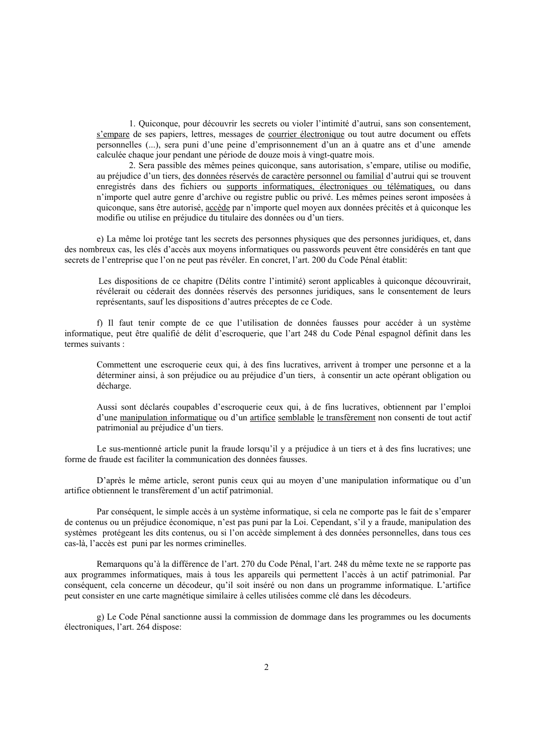1. Quiconque, pour découvrir les secrets ou violer l'intimité d'autrui, sans son consentement, <u>s'empare</u> de ses papiers, lettres, messages de <u>courrier électronique</u> ou tout autre document ou effets personnelles (...), sera puni d'une peine d'emprisonnement d'un an à quatre ans et d'une amende calculée chaque jour pendant une période de douze mois à vingt-quatre mois.

2. Sera passible des mêmes peines quiconque, sans autorisation, s'empare, utilise ou modifie, au préjudice d'un tiers, <u>des données réservés de caractère personnel ou familial</u> d'autrui qui se trouvent enregistrés dans des fichiers ou <u>supports informatiques, électroniques ou télématiques,</u> ou dans n'importe quel autre genre d'archive ou registre public ou privé. Les mêmes peines seront imposées à quiconque, sans être autorisé, <u>accède</u> par n'importe quel moyen aux données précités et à quiconque les modifie ou utilise en préjudice du titulaire des données ou d'un tiers.

e) La même loi protége tant les secrets des personnes physiques que des personnes juridiques, et, dans des nombreux cas, les clés d'accès aux moyens informatiques ou passwords peuvent être considérés en tant que secrets de l'entreprise que l'on ne peut pas révéler. En concret, l'art. 200 du Code Pénal établit:

> Les dispositions de ce chapitre (Délits contre l'intimité) seront applicables à quiconque découvrirait, révélerait ou céderait des données réservés des personnes juridiques, sans le consentement de leurs représentants, sauf les dispositions d'autres préceptes de ce Code.

f) Il faut tenir compte de ce que l'utilisation de données fausses pour accéder à un système informatique, peut être qualifié de délit d'escroquerie, que l'art 248 du Code Pénal espagnol définit dans les termes suivants :

> Commettent une escroquerie ceux qui, à des fins lucratives, arrivent à tromper une personne et a la déterminer ainsi, à son préjudice ou au préjudice d'un tiers, à consentir un acte opérant obligation ou décharge.
>
> Aussi sont déclarés coupables d'escroquerie ceux qui, à de fins lucratives, obtiennent par l'emploi d'une <u>manipulation informatique</u> ou d'un <u>artifice</u> <u>semblable</u> <u>le transfèrement</u> non consenti de tout actif patrimonial au préjudice d'un tiers.

Le sus-mentionné article punit la fraude lorsqu'il y a préjudice à un tiers et à des fins lucratives; une forme de fraude est faciliter la communication des données fausses.

D'après le même article, seront punis ceux qui au moyen d'une manipulation informatique ou d'un artifice obtiennent le transfèrement d'un actif patrimonial.

Par conséquent, le simple accès à un système informatique, si cela ne comporte pas le fait de s'emparer de contenus ou un préjudice économique, n'est pas puni par la Loi. Cependant, s'il y a fraude, manipulation des systèmes protégeant les dits contenus, ou si l'on accède simplement à des données personnelles, dans tous ces cas-là, l'accès est puni par les normes criminelles.

Remarquons qu'à la différence de l'art. 270 du Code Pénal, l'art. 248 du même texte ne se rapporte pas aux programmes informatiques, mais à tous les appareils qui permettent l'accès à un actif patrimonial. Par conséquent, cela concerne un décodeur, qu'il soit inséré ou non dans un programme informatique. L'artifice peut consister en une carte magnétique similaire à celles utilisées comme clé dans les décodeurs.

g) Le Code Pénal sanctionne aussi la commission de dommage dans les programmes ou les documents électroniques, l'art. 264 dispose: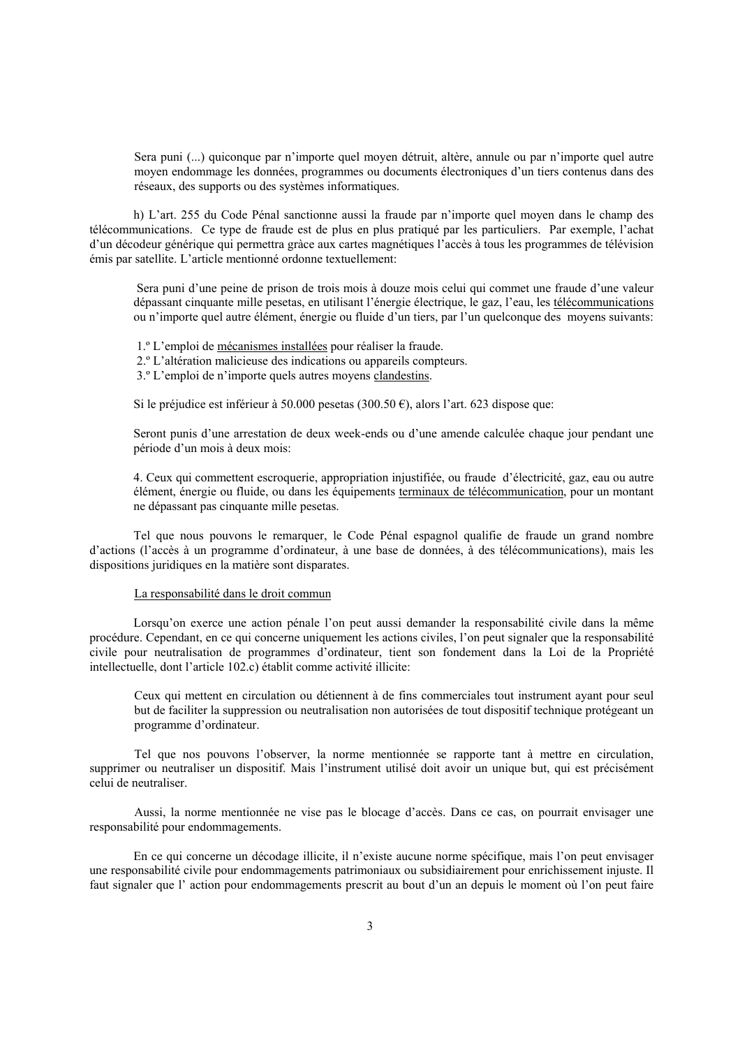> Sera puni (...) quiconque par n'importe quel moyen détruit, altère, annule ou par n'importe quel autre moyen endommage les données, programmes ou documents électroniques d'un tiers contenus dans des réseaux, des supports ou des systèmes informatiques.

h) L'art. 255 du Code Pénal sanctionne aussi la fraude par n'importe quel moyen dans le champ des télécommunications. Ce type de fraude est de plus en plus pratiqué par les particuliers. Par exemple, l'achat d'un décodeur générique qui permettra grâce aux cartes magnétiques l'accès à tous les programmes de télévision émis par satellite. L'article mentionné ordonne textuellement:

> Sera puni d'une peine de prison de trois mois à douze mois celui qui commet une fraude d'une valeur dépassant cinquante mille pesetas, en utilisant l'énergie électrique, le gaz, l'eau, les <u>télécommunications</u> ou n'importe quel autre élément, énergie ou fluide d'un tiers, par l'un quelconque des moyens suivants:
>
> 1.º L'emploi de <u>mécanismes installées</u> pour réaliser la fraude.
> 2.º L'altération malicieuse des indications ou appareils compteurs.
> 3.º L'emploi de n'importe quels autres moyens <u>clandestins</u>.
>
> Si le préjudice est inférieur à 50.000 pesetas (300.50 €), alors l'art. 623 dispose que:
>
> Seront punis d'une arrestation de deux week-ends ou d'une amende calculée chaque jour pendant une période d'un mois à deux mois:
>
> 4. Ceux qui commettent escroquerie, appropriation injustifiée, ou fraude d'électricité, gaz, eau ou autre élément, énergie ou fluide, ou dans les équipements <u>terminaux de télécommunication</u>, pour un montant ne dépassant pas cinquante mille pesetas.

Tel que nous pouvons le remarquer, le Code Pénal espagnol qualifie de fraude un grand nombre d'actions (l'accès à un programme d'ordinateur, à une base de données, à des télécommunications), mais les dispositions juridiques en la matière sont disparates.

<u>La responsabilité dans le droit commun</u>

Lorsqu'on exerce une action pénale l'on peut aussi demander la responsabilité civile dans la même procédure. Cependant, en ce qui concerne uniquement les actions civiles, l'on peut signaler que la responsabilité civile pour neutralisation de programmes d'ordinateur, tient son fondement dans la Loi de la Propriété intellectuelle, dont l'article 102.c) établit comme activité illicite:

> Ceux qui mettent en circulation ou détiennent à de fins commerciales tout instrument ayant pour seul but de faciliter la suppression ou neutralisation non autorisées de tout dispositif technique protégeant un programme d'ordinateur.

Tel que nos pouvons l'observer, la norme mentionnée se rapporte tant à mettre en circulation, supprimer ou neutraliser un dispositif. Mais l'instrument utilisé doit avoir un unique but, qui est précisément celui de neutraliser.

Aussi, la norme mentionnée ne vise pas le blocage d'accès. Dans ce cas, on pourrait envisager une responsabilité pour endommagements.

En ce qui concerne un décodage illicite, il n'existe aucune norme spécifique, mais l'on peut envisager une responsabilité civile pour endommagements patrimoniaux ou subsidiairement pour enrichissement injuste. Il faut signaler que l' action pour endommagements prescrit au bout d'un an depuis le moment où l'on peut faire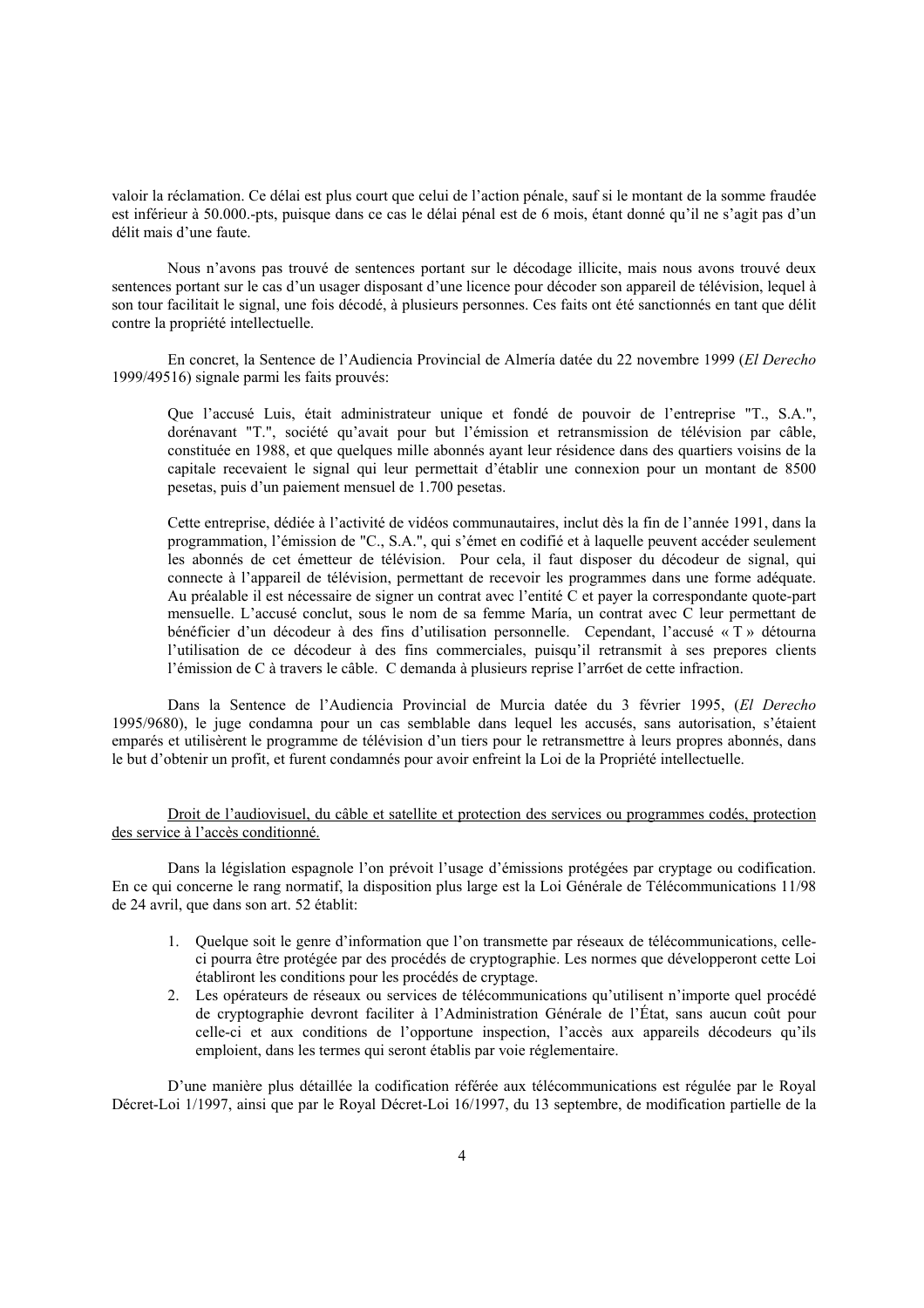valoir la réclamation. Ce délai est plus court que celui de l'action pénale, sauf si le montant de la somme fraudée est inférieur à 50.000.-pts, puisque dans ce cas le délai pénal est de 6 mois, étant donné qu'il ne s'agit pas d'un délit mais d'une faute.

Nous n'avons pas trouvé de sentences portant sur le décodage illicite, mais nous avons trouvé deux sentences portant sur le cas d'un usager disposant d'une licence pour décoder son appareil de télévision, lequel à son tour facilitait le signal, une fois décodé, à plusieurs personnes. Ces faits ont été sanctionnés en tant que délit contre la propriété intellectuelle.

En concret, la Sentence de l'Audiencia Provincial de Almería datée du 22 novembre 1999 (*El Derecho* 1999/49516) signale parmi les faits prouvés:

> Que l'accusé Luis, était administrateur unique et fondé de pouvoir de l'entreprise "T., S.A.", dorénavant "T.", société qu'avait pour but l'émission et retransmission de télévision par câble, constituée en 1988, et que quelques mille abonnés ayant leur résidence dans des quartiers voisins de la capitale recevaient le signal qui leur permettait d'établir une connexion pour un montant de 8500 pesetas, puis d'un paiement mensuel de 1.700 pesetas.
>
> Cette entreprise, dédiée à l'activité de vidéos communautaires, inclut dès la fin de l'année 1991, dans la programmation, l'émission de "C., S.A.", qui s'émet en codifié et à laquelle peuvent accéder seulement les abonnés de cet émetteur de télévision. Pour cela, il faut disposer du décodeur de signal, qui connecte à l'appareil de télévision, permettant de recevoir les programmes dans une forme adéquate. Au préalable il est nécessaire de signer un contrat avec l'entité C et payer la correspondante quote-part mensuelle. L'accusé conclut, sous le nom de sa femme María, un contrat avec C leur permettant de bénéficier d'un décodeur à des fins d'utilisation personnelle. Cependant, l'accusé « T » détourna l'utilisation de ce décodeur à des fins commerciales, puisqu'il retransmit à ses prepores clients l'émission de C à travers le câble. C demanda à plusieurs reprise l'arr6et de cette infraction.

Dans la Sentence de l'Audiencia Provincial de Murcia datée du 3 février 1995, (*El Derecho* 1995/9680), le juge condamna pour un cas semblable dans lequel les accusés, sans autorisation, s'étaient emparés et utilisèrent le programme de télévision d'un tiers pour le retransmettre à leurs propres abonnés, dans le but d'obtenir un profit, et furent condamnés pour avoir enfreint la Loi de la Propriété intellectuelle.

<u>Droit de l'audiovisuel, du câble et satellite et protection des services ou programmes codés, protection des service à l'accès conditionné.</u>

Dans la législation espagnole l'on prévoit l'usage d'émissions protégées par cryptage ou codification. En ce qui concerne le rang normatif, la disposition plus large est la Loi Générale de Télécommunications 11/98 de 24 avril, que dans son art. 52 établit:

1. Quelque soit le genre d'information que l'on transmette par réseaux de télécommunications, celle-ci pourra être protégée par des procédés de cryptographie. Les normes que développeront cette Loi établiront les conditions pour les procédés de cryptage.
2. Les opérateurs de réseaux ou services de télécommunications qu'utilisent n'importe quel procédé de cryptographie devront faciliter à l'Administration Générale de l'État, sans aucun coût pour celle-ci et aux conditions de l'opportune inspection, l'accès aux appareils décodeurs qu'ils emploient, dans les termes qui seront établis par voie réglementaire.

D'une manière plus détaillée la codification référée aux télécommunications est régulée par le Royal Décret-Loi 1/1997, ainsi que par le Royal Décret-Loi 16/1997, du 13 septembre, de modification partielle de la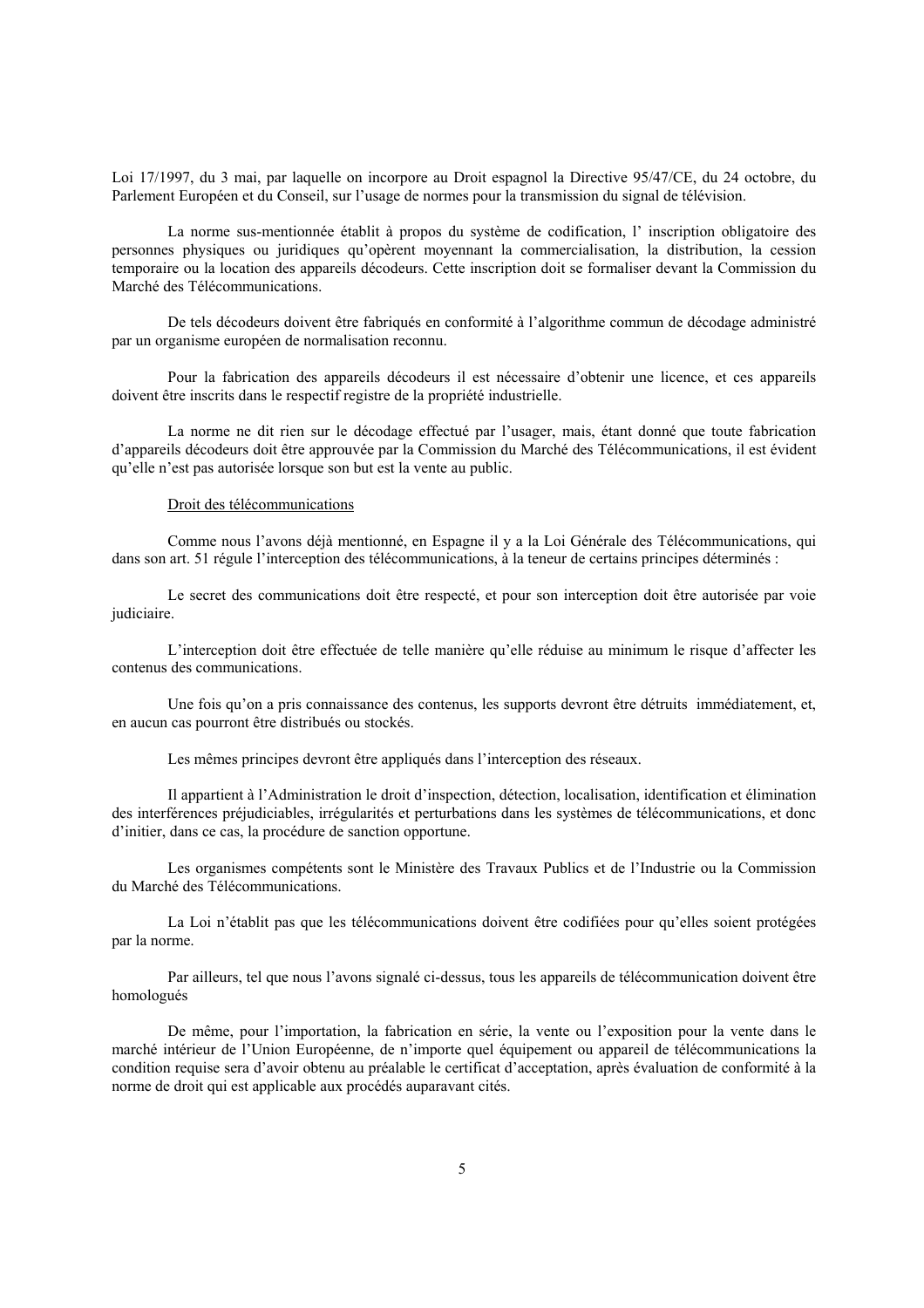Loi 17/1997, du 3 mai, par laquelle on incorpore au Droit espagnol la Directive 95/47/CE, du 24 octobre, du Parlement Européen et du Conseil, sur l'usage de normes pour la transmission du signal de télévision.

La norme sus-mentionnée établit à propos du système de codification, l' inscription obligatoire des personnes physiques ou juridiques qu'opèrent moyennant la commercialisation, la distribution, la cession temporaire ou la location des appareils décodeurs. Cette inscription doit se formaliser devant la Commission du Marché des Télécommunications.

De tels décodeurs doivent être fabriqués en conformité à l'algorithme commun de décodage administré par un organisme européen de normalisation reconnu.

Pour la fabrication des appareils décodeurs il est nécessaire d'obtenir une licence, et ces appareils doivent être inscrits dans le respectif registre de la propriété industrielle.

La norme ne dit rien sur le décodage effectué par l'usager, mais, étant donné que toute fabrication d'appareils décodeurs doit être approuvée par la Commission du Marché des Télécommunications, il est évident qu'elle n'est pas autorisée lorsque son but est la vente au public.

<u>Droit des télécommunications</u>

Comme nous l'avons déjà mentionné, en Espagne il y a la Loi Générale des Télécommunications, qui dans son art. 51 régule l'interception des télécommunications, à la teneur de certains principes déterminés :

Le secret des communications doit être respecté, et pour son interception doit être autorisée par voie judiciaire.

L'interception doit être effectuée de telle manière qu'elle réduise au minimum le risque d'affecter les contenus des communications.

Une fois qu'on a pris connaissance des contenus, les supports devront être détruits immédiatement, et, en aucun cas pourront être distribués ou stockés.

Les mêmes principes devront être appliqués dans l'interception des réseaux.

Il appartient à l'Administration le droit d'inspection, détection, localisation, identification et élimination des interférences préjudiciables, irrégularités et perturbations dans les systèmes de télécommunications, et donc d'initier, dans ce cas, la procédure de sanction opportune.

Les organismes compétents sont le Ministère des Travaux Publics et de l'Industrie ou la Commission du Marché des Télécommunications.

La Loi n'établit pas que les télécommunications doivent être codifiées pour qu'elles soient protégées par la norme.

Par ailleurs, tel que nous l'avons signalé ci-dessus, tous les appareils de télécommunication doivent être homologués

De même, pour l'importation, la fabrication en série, la vente ou l'exposition pour la vente dans le marché intérieur de l'Union Européenne, de n'importe quel équipement ou appareil de télécommunications la condition requise sera d'avoir obtenu au préalable le certificat d'acceptation, après évaluation de conformité à la norme de droit qui est applicable aux procédés auparavant cités.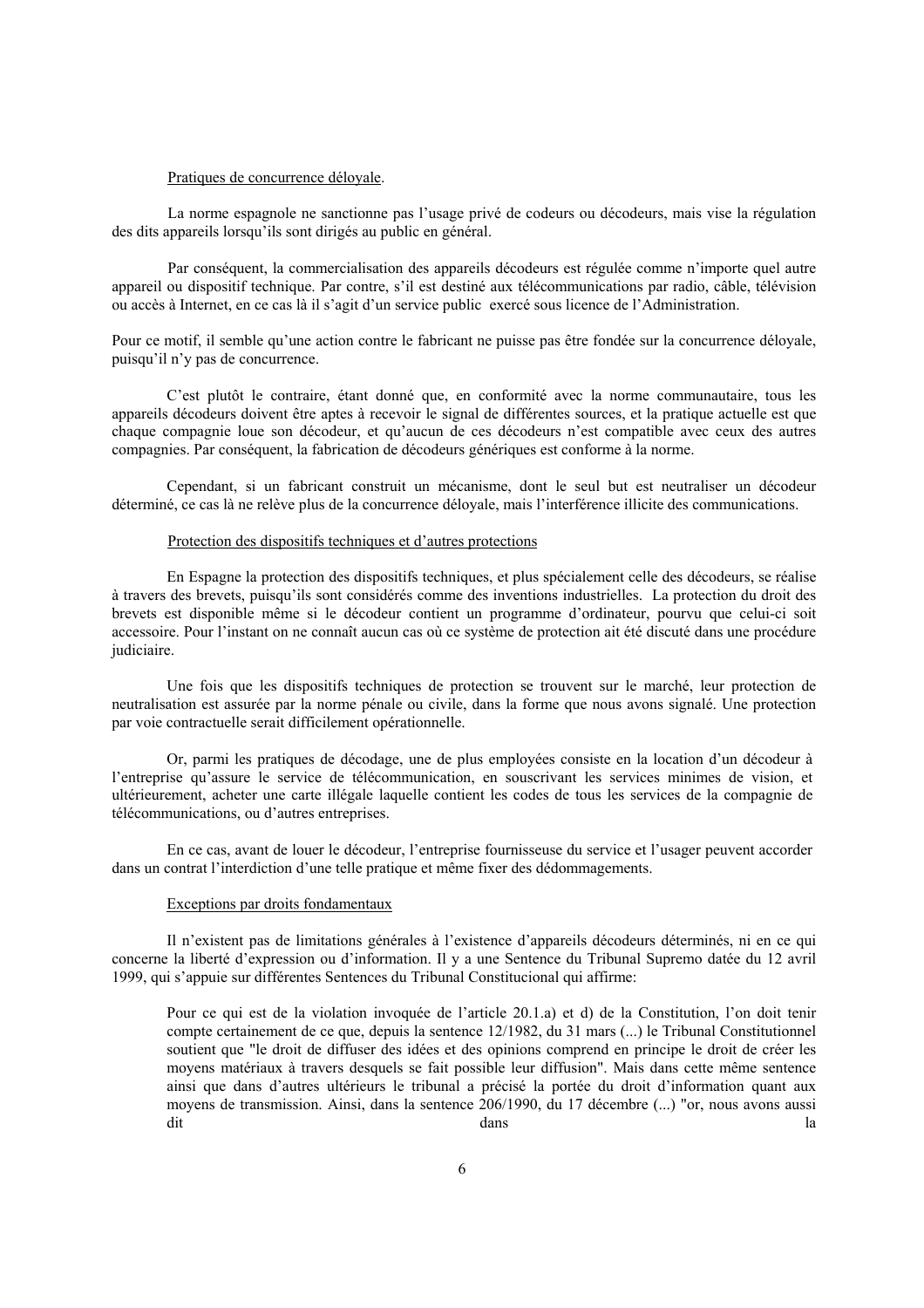Pratiques de concurrence déloyale.

La norme espagnole ne sanctionne pas l'usage privé de codeurs ou décodeurs, mais vise la régulation des dits appareils lorsqu'ils sont dirigés au public en général.

Par conséquent, la commercialisation des appareils décodeurs est régulée comme n'importe quel autre appareil ou dispositif technique. Par contre, s'il est destiné aux télécommunications par radio, câble, télévision ou accès à Internet, en ce cas là il s'agit d'un service public exercé sous licence de l'Administration.

Pour ce motif, il semble qu'une action contre le fabricant ne puisse pas être fondée sur la concurrence déloyale, puisqu'il n'y pas de concurrence.

C'est plutôt le contraire, étant donné que, en conformité avec la norme communautaire, tous les appareils décodeurs doivent être aptes à recevoir le signal de différentes sources, et la pratique actuelle est que chaque compagnie loue son décodeur, et qu'aucun de ces décodeurs n'est compatible avec ceux des autres compagnies. Par conséquent, la fabrication de décodeurs génériques est conforme à la norme.

Cependant, si un fabricant construit un mécanisme, dont le seul but est neutraliser un décodeur déterminé, ce cas là ne relève plus de la concurrence déloyale, mais l'interférence illicite des communications.

Protection des dispositifs techniques et d'autres protections

En Espagne la protection des dispositifs techniques, et plus spécialement celle des décodeurs, se réalise à travers des brevets, puisqu'ils sont considérés comme des inventions industrielles. La protection du droit des brevets est disponible même si le décodeur contient un programme d'ordinateur, pourvu que celui-ci soit accessoire. Pour l'instant on ne connaît aucun cas où ce système de protection ait été discuté dans une procédure judiciaire.

Une fois que les dispositifs techniques de protection se trouvent sur le marché, leur protection de neutralisation est assurée par la norme pénale ou civile, dans la forme que nous avons signalé. Une protection par voie contractuelle serait difficilement opérationnelle.

Or, parmi les pratiques de décodage, une de plus employées consiste en la location d'un décodeur à l'entreprise qu'assure le service de télécommunication, en souscrivant les services minimes de vision, et ultérieurement, acheter une carte illégale laquelle contient les codes de tous les services de la compagnie de télécommunications, ou d'autres entreprises.

En ce cas, avant de louer le décodeur, l'entreprise fournisseuse du service et l'usager peuvent accorder dans un contrat l'interdiction d'une telle pratique et même fixer des dédommagements.

Exceptions par droits fondamentaux

Il n'existent pas de limitations générales à l'existence d'appareils décodeurs déterminés, ni en ce qui concerne la liberté d'expression ou d'information. Il y a une Sentence du Tribunal Supremo datée du 12 avril 1999, qui s'appuie sur différentes Sentences du Tribunal Constitucional qui affirme:

> Pour ce qui est de la violation invoquée de l'article 20.1.a) et d) de la Constitution, l'on doit tenir compte certainement de ce que, depuis la sentence 12/1982, du 31 mars (...) le Tribunal Constitutionnel soutient que "le droit de diffuser des idées et des opinions comprend en principe le droit de créer les moyens matériaux à travers desquels se fait possible leur diffusion". Mais dans cette même sentence ainsi que dans d'autres ultérieurs le tribunal a précisé la portée du droit d'information quant aux moyens de transmission. Ainsi, dans la sentence 206/1990, du 17 décembre (...) "or, nous avons aussi dit dans la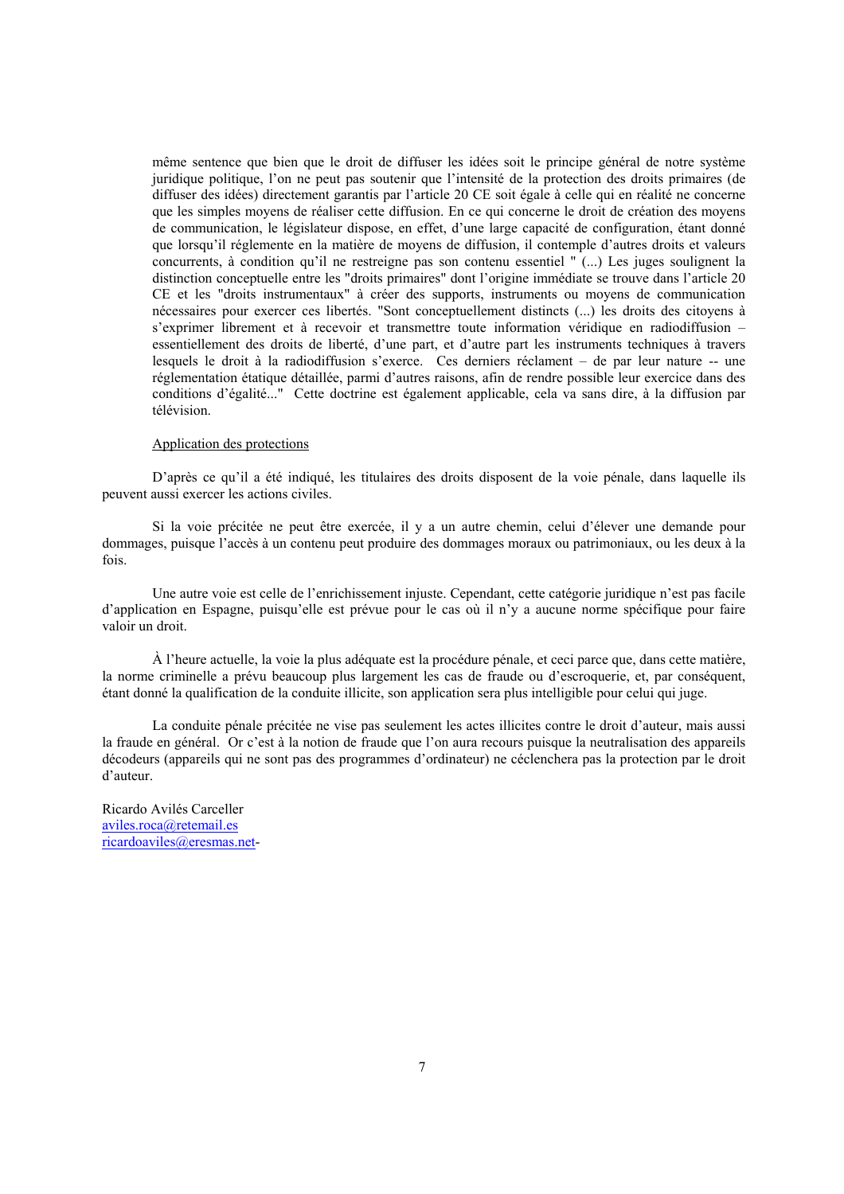même sentence que bien que le droit de diffuser les idées soit le principe général de notre système juridique politique, l'on ne peut pas soutenir que l'intensité de la protection des droits primaires (de diffuser des idées) directement garantis par l'article 20 CE soit égale à celle qui en réalité ne concerne que les simples moyens de réaliser cette diffusion. En ce qui concerne le droit de création des moyens de communication, le législateur dispose, en effet, d'une large capacité de configuration, étant donné que lorsqu'il réglemente en la matière de moyens de diffusion, il contemple d'autres droits et valeurs concurrents, à condition qu'il ne restreigne pas son contenu essentiel " (...) Les juges soulignent la distinction conceptuelle entre les "droits primaires" dont l'origine immédiate se trouve dans l'article 20 CE et les "droits instrumentaux" à créer des supports, instruments ou moyens de communication nécessaires pour exercer ces libertés. "Sont conceptuellement distincts (...) les droits des citoyens à s'exprimer librement et à recevoir et transmettre toute information véridique en radiodiffusion – essentiellement des droits de liberté, d'une part, et d'autre part les instruments techniques à travers lesquels le droit à la radiodiffusion s'exerce. Ces derniers réclament – de par leur nature -- une réglementation étatique détaillée, parmi d'autres raisons, afin de rendre possible leur exercice dans des conditions d'égalité..." Cette doctrine est également applicable, cela va sans dire, à la diffusion par télévision.

Application des protections

D'après ce qu'il a été indiqué, les titulaires des droits disposent de la voie pénale, dans laquelle ils peuvent aussi exercer les actions civiles.

Si la voie précitée ne peut être exercée, il y a un autre chemin, celui d'élever une demande pour dommages, puisque l'accès à un contenu peut produire des dommages moraux ou patrimoniaux, ou les deux à la fois.

Une autre voie est celle de l'enrichissement injuste. Cependant, cette catégorie juridique n'est pas facile d'application en Espagne, puisqu'elle est prévue pour le cas où il n'y a aucune norme spécifique pour faire valoir un droit.

À l'heure actuelle, la voie la plus adéquate est la procédure pénale, et ceci parce que, dans cette matière, la norme criminelle a prévu beaucoup plus largement les cas de fraude ou d'escroquerie, et, par conséquent, étant donné la qualification de la conduite illicite, son application sera plus intelligible pour celui qui juge.

La conduite pénale précitée ne vise pas seulement les actes illicites contre le droit d'auteur, mais aussi la fraude en général. Or c'est à la notion de fraude que l'on aura recours puisque la neutralisation des appareils décodeurs (appareils qui ne sont pas des programmes d'ordinateur) ne céclenchera pas la protection par le droit d'auteur.

Ricardo Avilés Carceller
aviles.roca@retemail.es
ricardoaviles@eresmas.net-